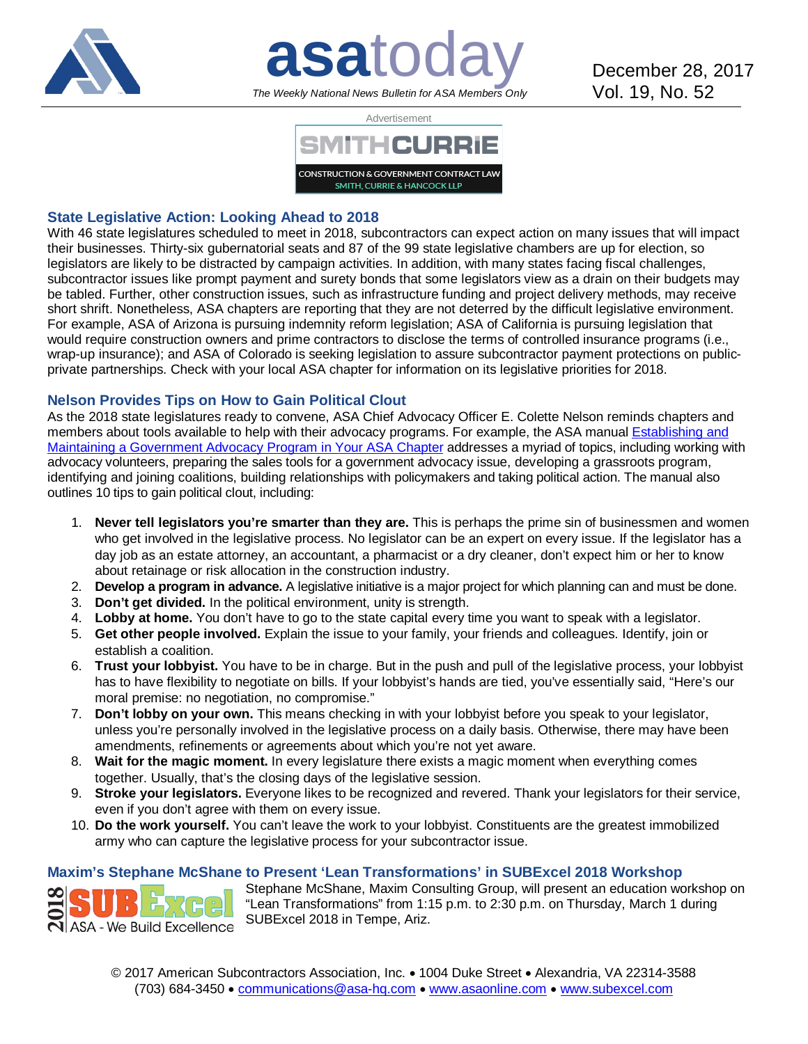# asatoday

*The Weekly National News Bulletin for ASA Members Only*

December 28, 2017
Vol. 19, No. 52

Advertisement

SMITHCURRIE
CONSTRUCTION & GOVERNMENT CONTRACT LAW
SMITH, CURRIE & HANCOCK LLP

## State Legislative Action: Looking Ahead to 2018

With 46 state legislatures scheduled to meet in 2018, subcontractors can expect action on many issues that will impact their businesses. Thirty-six gubernatorial seats and 87 of the 99 state legislative chambers are up for election, so legislators are likely to be distracted by campaign activities. In addition, with many states facing fiscal challenges, subcontractor issues like prompt payment and surety bonds that some legislators view as a drain on their budgets may be tabled. Further, other construction issues, such as infrastructure funding and project delivery methods, may receive short shrift. Nonetheless, ASA chapters are reporting that they are not deterred by the difficult legislative environment. For example, ASA of Arizona is pursuing indemnity reform legislation; ASA of California is pursuing legislation that would require construction owners and prime contractors to disclose the terms of controlled insurance programs (i.e., wrap-up insurance); and ASA of Colorado is seeking legislation to assure subcontractor payment protections on public-private partnerships. Check with your local ASA chapter for information on its legislative priorities for 2018.

## Nelson Provides Tips on How to Gain Political Clout

As the 2018 state legislatures ready to convene, ASA Chief Advocacy Officer E. Colette Nelson reminds chapters and members about tools available to help with their advocacy programs. For example, the ASA manual Establishing and Maintaining a Government Advocacy Program in Your ASA Chapter addresses a myriad of topics, including working with advocacy volunteers, preparing the sales tools for a government advocacy issue, developing a grassroots program, identifying and joining coalitions, building relationships with policymakers and taking political action. The manual also outlines 10 tips to gain political clout, including:

1. **Never tell legislators you're smarter than they are.** This is perhaps the prime sin of businessmen and women who get involved in the legislative process. No legislator can be an expert on every issue. If the legislator has a day job as an estate attorney, an accountant, a pharmacist or a dry cleaner, don't expect him or her to know about retainage or risk allocation in the construction industry.
2. **Develop a program in advance.** A legislative initiative is a major project for which planning can and must be done.
3. **Don't get divided.** In the political environment, unity is strength.
4. **Lobby at home.** You don't have to go to the state capital every time you want to speak with a legislator.
5. **Get other people involved.** Explain the issue to your family, your friends and colleagues. Identify, join or establish a coalition.
6. **Trust your lobbyist.** You have to be in charge. But in the push and pull of the legislative process, your lobbyist has to have flexibility to negotiate on bills. If your lobbyist's hands are tied, you've essentially said, "Here's our moral premise: no negotiation, no compromise."
7. **Don't lobby on your own.** This means checking in with your lobbyist before you speak to your legislator, unless you're personally involved in the legislative process on a daily basis. Otherwise, there may have been amendments, refinements or agreements about which you're not yet aware.
8. **Wait for the magic moment.** In every legislature there exists a magic moment when everything comes together. Usually, that's the closing days of the legislative session.
9. **Stroke your legislators.** Everyone likes to be recognized and revered. Thank your legislators for their service, even if you don't agree with them on every issue.
10. **Do the work yourself.** You can't leave the work to your lobbyist. Constituents are the greatest immobilized army who can capture the legislative process for your subcontractor issue.

## Maxim's Stephane McShane to Present 'Lean Transformations' in SUBExcel 2018 Workshop

2018 SUBExcel | ASA - We Build Excellence

Stephane McShane, Maxim Consulting Group, will present an education workshop on "Lean Transformations" from 1:15 p.m. to 2:30 p.m. on Thursday, March 1 during SUBExcel 2018 in Tempe, Ariz.

© 2017 American Subcontractors Association, Inc. • 1004 Duke Street • Alexandria, VA 22314-3588
(703) 684-3450 • communications@asa-hq.com • www.asaonline.com • www.subexcel.com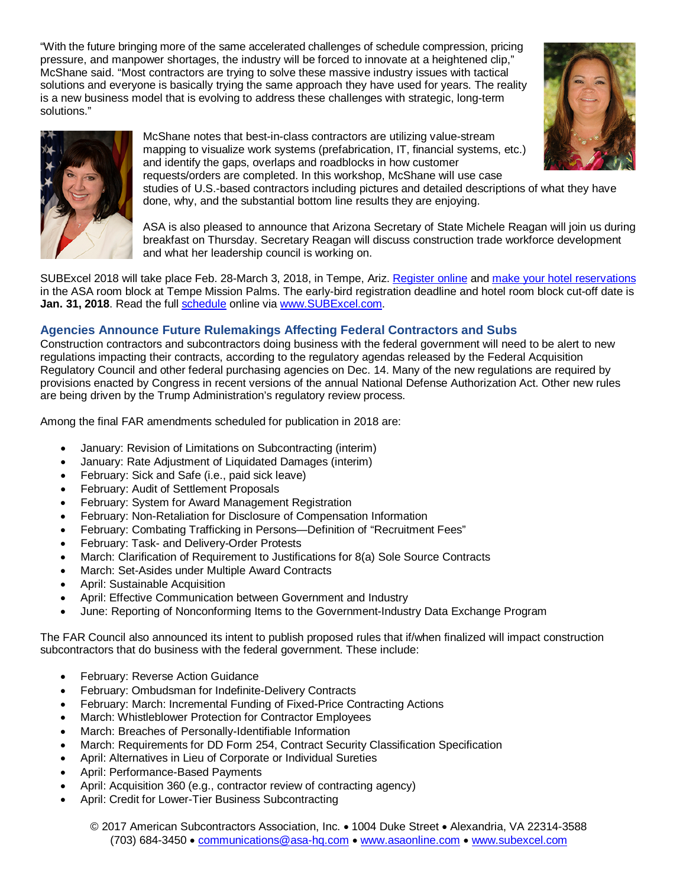"With the future bringing more of the same accelerated challenges of schedule compression, pricing pressure, and manpower shortages, the industry will be forced to innovate at a heightened clip," McShane said. "Most contractors are trying to solve these massive industry issues with tactical solutions and everyone is basically trying the same approach they have used for years. The reality is a new business model that is evolving to address these challenges with strategic, long-term solutions."

McShane notes that best-in-class contractors are utilizing value-stream mapping to visualize work systems (prefabrication, IT, financial systems, etc.) and identify the gaps, overlaps and roadblocks in how customer requests/orders are completed. In this workshop, McShane will use case studies of U.S.-based contractors including pictures and detailed descriptions of what they have done, why, and the substantial bottom line results they are enjoying.

ASA is also pleased to announce that Arizona Secretary of State Michele Reagan will join us during breakfast on Thursday. Secretary Reagan will discuss construction trade workforce development and what her leadership council is working on.

SUBExcel 2018 will take place Feb. 28-March 3, 2018, in Tempe, Ariz. Register online and make your hotel reservations in the ASA room block at Tempe Mission Palms. The early-bird registration deadline and hotel room block cut-off date is **Jan. 31, 2018**. Read the full schedule online via www.SUBExcel.com.

## Agencies Announce Future Rulemakings Affecting Federal Contractors and Subs

Construction contractors and subcontractors doing business with the federal government will need to be alert to new regulations impacting their contracts, according to the regulatory agendas released by the Federal Acquisition Regulatory Council and other federal purchasing agencies on Dec. 14. Many of the new regulations are required by provisions enacted by Congress in recent versions of the annual National Defense Authorization Act. Other new rules are being driven by the Trump Administration's regulatory review process.

Among the final FAR amendments scheduled for publication in 2018 are:

- January: Revision of Limitations on Subcontracting (interim)
- January: Rate Adjustment of Liquidated Damages (interim)
- February: Sick and Safe (i.e., paid sick leave)
- February: Audit of Settlement Proposals
- February: System for Award Management Registration
- February: Non-Retaliation for Disclosure of Compensation Information
- February: Combating Trafficking in Persons—Definition of "Recruitment Fees"
- February: Task- and Delivery-Order Protests
- March: Clarification of Requirement to Justifications for 8(a) Sole Source Contracts
- March: Set-Asides under Multiple Award Contracts
- April: Sustainable Acquisition
- April: Effective Communication between Government and Industry
- June: Reporting of Nonconforming Items to the Government-Industry Data Exchange Program

The FAR Council also announced its intent to publish proposed rules that if/when finalized will impact construction subcontractors that do business with the federal government. These include:

- February: Reverse Action Guidance
- February: Ombudsman for Indefinite-Delivery Contracts
- February: March: Incremental Funding of Fixed-Price Contracting Actions
- March: Whistleblower Protection for Contractor Employees
- March: Breaches of Personally-Identifiable Information
- March: Requirements for DD Form 254, Contract Security Classification Specification
- April: Alternatives in Lieu of Corporate or Individual Sureties
- April: Performance-Based Payments
- April: Acquisition 360 (e.g., contractor review of contracting agency)
- April: Credit for Lower-Tier Business Subcontracting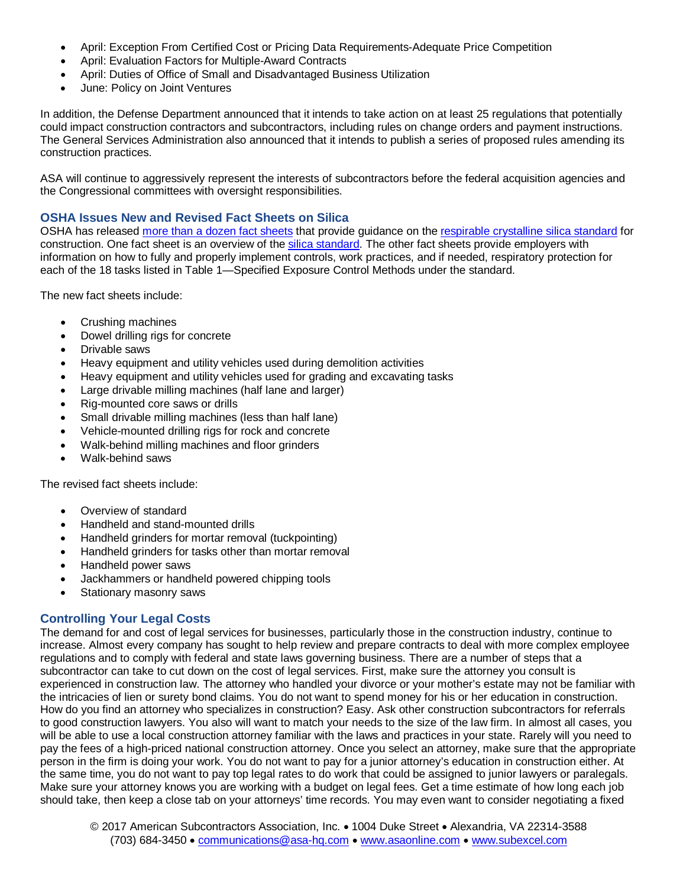- April: Exception From Certified Cost or Pricing Data Requirements-Adequate Price Competition
- April: Evaluation Factors for Multiple-Award Contracts
- April: Duties of Office of Small and Disadvantaged Business Utilization
- June: Policy on Joint Ventures

In addition, the Defense Department announced that it intends to take action on at least 25 regulations that potentially could impact construction contractors and subcontractors, including rules on change orders and payment instructions. The General Services Administration also announced that it intends to publish a series of proposed rules amending its construction practices.

ASA will continue to aggressively represent the interests of subcontractors before the federal acquisition agencies and the Congressional committees with oversight responsibilities.

### OSHA Issues New and Revised Fact Sheets on Silica

OSHA has released [more than a dozen fact sheets] that provide guidance on the [respirable crystalline silica standard] for construction. One fact sheet is an overview of the [silica standard]. The other fact sheets provide employers with information on how to fully and properly implement controls, work practices, and if needed, respiratory protection for each of the 18 tasks listed in Table 1—Specified Exposure Control Methods under the standard.

The new fact sheets include:

- Crushing machines
- Dowel drilling rigs for concrete
- Drivable saws
- Heavy equipment and utility vehicles used during demolition activities
- Heavy equipment and utility vehicles used for grading and excavating tasks
- Large drivable milling machines (half lane and larger)
- Rig-mounted core saws or drills
- Small drivable milling machines (less than half lane)
- Vehicle-mounted drilling rigs for rock and concrete
- Walk-behind milling machines and floor grinders
- Walk-behind saws

The revised fact sheets include:

- Overview of standard
- Handheld and stand-mounted drills
- Handheld grinders for mortar removal (tuckpointing)
- Handheld grinders for tasks other than mortar removal
- Handheld power saws
- Jackhammers or handheld powered chipping tools
- Stationary masonry saws

### Controlling Your Legal Costs

The demand for and cost of legal services for businesses, particularly those in the construction industry, continue to increase. Almost every company has sought to help review and prepare contracts to deal with more complex employee regulations and to comply with federal and state laws governing business. There are a number of steps that a subcontractor can take to cut down on the cost of legal services. First, make sure the attorney you consult is experienced in construction law. The attorney who handled your divorce or your mother's estate may not be familiar with the intricacies of lien or surety bond claims. You do not want to spend money for his or her education in construction. How do you find an attorney who specializes in construction? Easy. Ask other construction subcontractors for referrals to good construction lawyers. You also will want to match your needs to the size of the law firm. In almost all cases, you will be able to use a local construction attorney familiar with the laws and practices in your state. Rarely will you need to pay the fees of a high-priced national construction attorney. Once you select an attorney, make sure that the appropriate person in the firm is doing your work. You do not want to pay for a junior attorney's education in construction either. At the same time, you do not want to pay top legal rates to do work that could be assigned to junior lawyers or paralegals. Make sure your attorney knows you are working with a budget on legal fees. Get a time estimate of how long each job should take, then keep a close tab on your attorneys' time records. You may even want to consider negotiating a fixed

© 2017 American Subcontractors Association, Inc. • 1004 Duke Street • Alexandria, VA 22314-3588
(703) 684-3450 • communications@asa-hq.com • www.asaonline.com • www.subexcel.com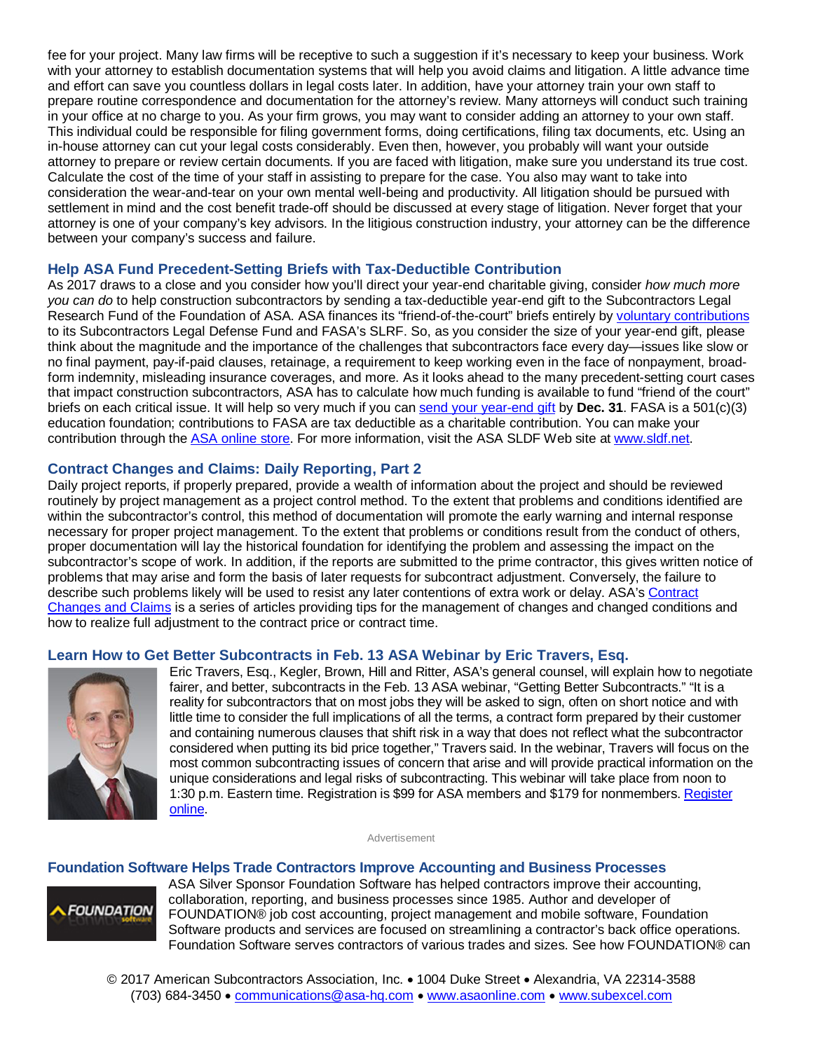fee for your project. Many law firms will be receptive to such a suggestion if it's necessary to keep your business. Work with your attorney to establish documentation systems that will help you avoid claims and litigation. A little advance time and effort can save you countless dollars in legal costs later. In addition, have your attorney train your own staff to prepare routine correspondence and documentation for the attorney's review. Many attorneys will conduct such training in your office at no charge to you. As your firm grows, you may want to consider adding an attorney to your own staff. This individual could be responsible for filing government forms, doing certifications, filing tax documents, etc. Using an in-house attorney can cut your legal costs considerably. Even then, however, you probably will want your outside attorney to prepare or review certain documents. If you are faced with litigation, make sure you understand its true cost. Calculate the cost of the time of your staff in assisting to prepare for the case. You also may want to take into consideration the wear-and-tear on your own mental well-being and productivity. All litigation should be pursued with settlement in mind and the cost benefit trade-off should be discussed at every stage of litigation. Never forget that your attorney is one of your company's key advisors. In the litigious construction industry, your attorney can be the difference between your company's success and failure.

### Help ASA Fund Precedent-Setting Briefs with Tax-Deductible Contribution

As 2017 draws to a close and you consider how you'll direct your year-end charitable giving, consider *how much more you can do* to help construction subcontractors by sending a tax-deductible year-end gift to the Subcontractors Legal Research Fund of the Foundation of ASA. ASA finances its "friend-of-the-court" briefs entirely by voluntary contributions to its Subcontractors Legal Defense Fund and FASA's SLRF. So, as you consider the size of your year-end gift, please think about the magnitude and the importance of the challenges that subcontractors face every day—issues like slow or no final payment, pay-if-paid clauses, retainage, a requirement to keep working even in the face of nonpayment, broad-form indemnity, misleading insurance coverages, and more. As it looks ahead to the many precedent-setting court cases that impact construction subcontractors, ASA has to calculate how much funding is available to fund "friend of the court" briefs on each critical issue. It will help so very much if you can send your year-end gift by **Dec. 31**. FASA is a 501(c)(3) education foundation; contributions to FASA are tax deductible as a charitable contribution. You can make your contribution through the ASA online store. For more information, visit the ASA SLDF Web site at www.sldf.net.

### Contract Changes and Claims: Daily Reporting, Part 2

Daily project reports, if properly prepared, provide a wealth of information about the project and should be reviewed routinely by project management as a project control method. To the extent that problems and conditions identified are within the subcontractor's control, this method of documentation will promote the early warning and internal response necessary for proper project management. To the extent that problems or conditions result from the conduct of others, proper documentation will lay the historical foundation for identifying the problem and assessing the impact on the subcontractor's scope of work. In addition, if the reports are submitted to the prime contractor, this gives written notice of problems that may arise and form the basis of later requests for subcontract adjustment. Conversely, the failure to describe such problems likely will be used to resist any later contentions of extra work or delay. ASA's Contract Changes and Claims is a series of articles providing tips for the management of changes and changed conditions and how to realize full adjustment to the contract price or contract time.

### Learn How to Get Better Subcontracts in Feb. 13 ASA Webinar by Eric Travers, Esq.

Eric Travers, Esq., Kegler, Brown, Hill and Ritter, ASA's general counsel, will explain how to negotiate fairer, and better, subcontracts in the Feb. 13 ASA webinar, "Getting Better Subcontracts." "It is a reality for subcontractors that on most jobs they will be asked to sign, often on short notice and with little time to consider the full implications of all the terms, a contract form prepared by their customer and containing numerous clauses that shift risk in a way that does not reflect what the subcontractor considered when putting its bid price together," Travers said. In the webinar, Travers will focus on the most common subcontracting issues of concern that arise and will provide practical information on the unique considerations and legal risks of subcontracting. This webinar will take place from noon to 1:30 p.m. Eastern time. Registration is $99 for ASA members and $179 for nonmembers. Register online.

Advertisement

### Foundation Software Helps Trade Contractors Improve Accounting and Business Processes

ASA Silver Sponsor Foundation Software has helped contractors improve their accounting, collaboration, reporting, and business processes since 1985. Author and developer of FOUNDATION® job cost accounting, project management and mobile software, Foundation Software products and services are focused on streamlining a contractor's back office operations. Foundation Software serves contractors of various trades and sizes. See how FOUNDATION® can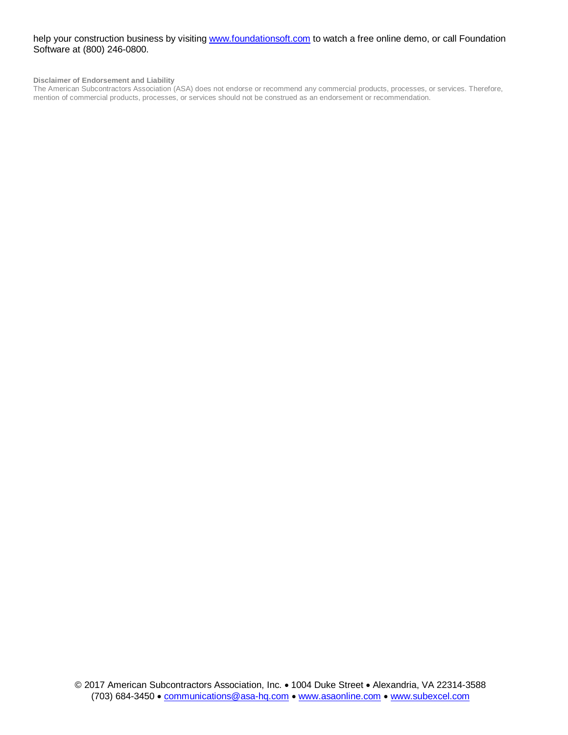help your construction business by visiting [www.foundationsoft.com](http://www.foundationsoft.com) to watch a free online demo, or call Foundation Software at (800) 246-0800.

**Disclaimer of Endorsement and Liability**
The American Subcontractors Association (ASA) does not endorse or recommend any commercial products, processes, or services. Therefore, mention of commercial products, processes, or services should not be construed as an endorsement or recommendation.

© 2017 American Subcontractors Association, Inc. • 1004 Duke Street • Alexandria, VA 22314-3588
(703) 684-3450 • [communications@asa-hq.com](mailto:communications@asa-hq.com) • [www.asaonline.com](http://www.asaonline.com) • [www.subexcel.com](http://www.subexcel.com)